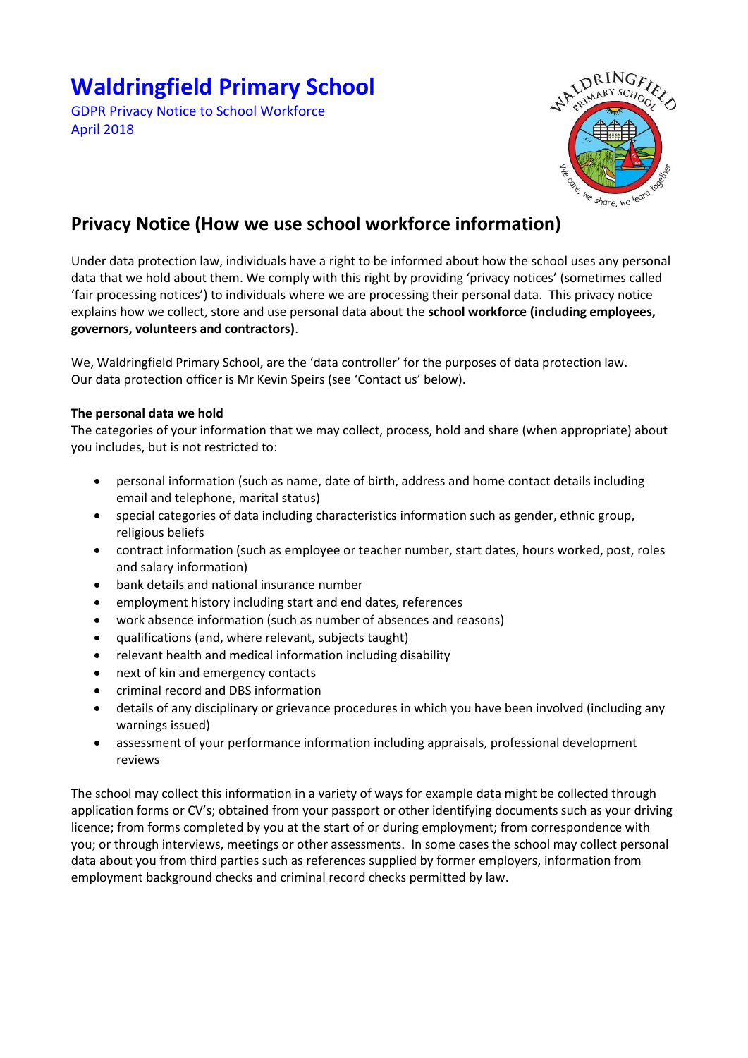# Waldringfield Primary School

GDPR Privacy Notice to School Workforce
April 2018

## Privacy Notice (How we use school workforce information)

Under data protection law, individuals have a right to be informed about how the school uses any personal data that we hold about them. We comply with this right by providing 'privacy notices' (sometimes called 'fair processing notices') to individuals where we are processing their personal data. This privacy notice explains how we collect, store and use personal data about the **school workforce (including employees, governors, volunteers and contractors)**.

We, Waldringfield Primary School, are the 'data controller' for the purposes of data protection law. Our data protection officer is Mr Kevin Speirs (see 'Contact us' below).

**The personal data we hold**

The categories of your information that we may collect, process, hold and share (when appropriate) about you includes, but is not restricted to:

- personal information (such as name, date of birth, address and home contact details including email and telephone, marital status)
- special categories of data including characteristics information such as gender, ethnic group, religious beliefs
- contract information (such as employee or teacher number, start dates, hours worked, post, roles and salary information)
- bank details and national insurance number
- employment history including start and end dates, references
- work absence information (such as number of absences and reasons)
- qualifications (and, where relevant, subjects taught)
- relevant health and medical information including disability
- next of kin and emergency contacts
- criminal record and DBS information
- details of any disciplinary or grievance procedures in which you have been involved (including any warnings issued)
- assessment of your performance information including appraisals, professional development reviews

The school may collect this information in a variety of ways for example data might be collected through application forms or CV's; obtained from your passport or other identifying documents such as your driving licence; from forms completed by you at the start of or during employment; from correspondence with you; or through interviews, meetings or other assessments. In some cases the school may collect personal data about you from third parties such as references supplied by former employers, information from employment background checks and criminal record checks permitted by law.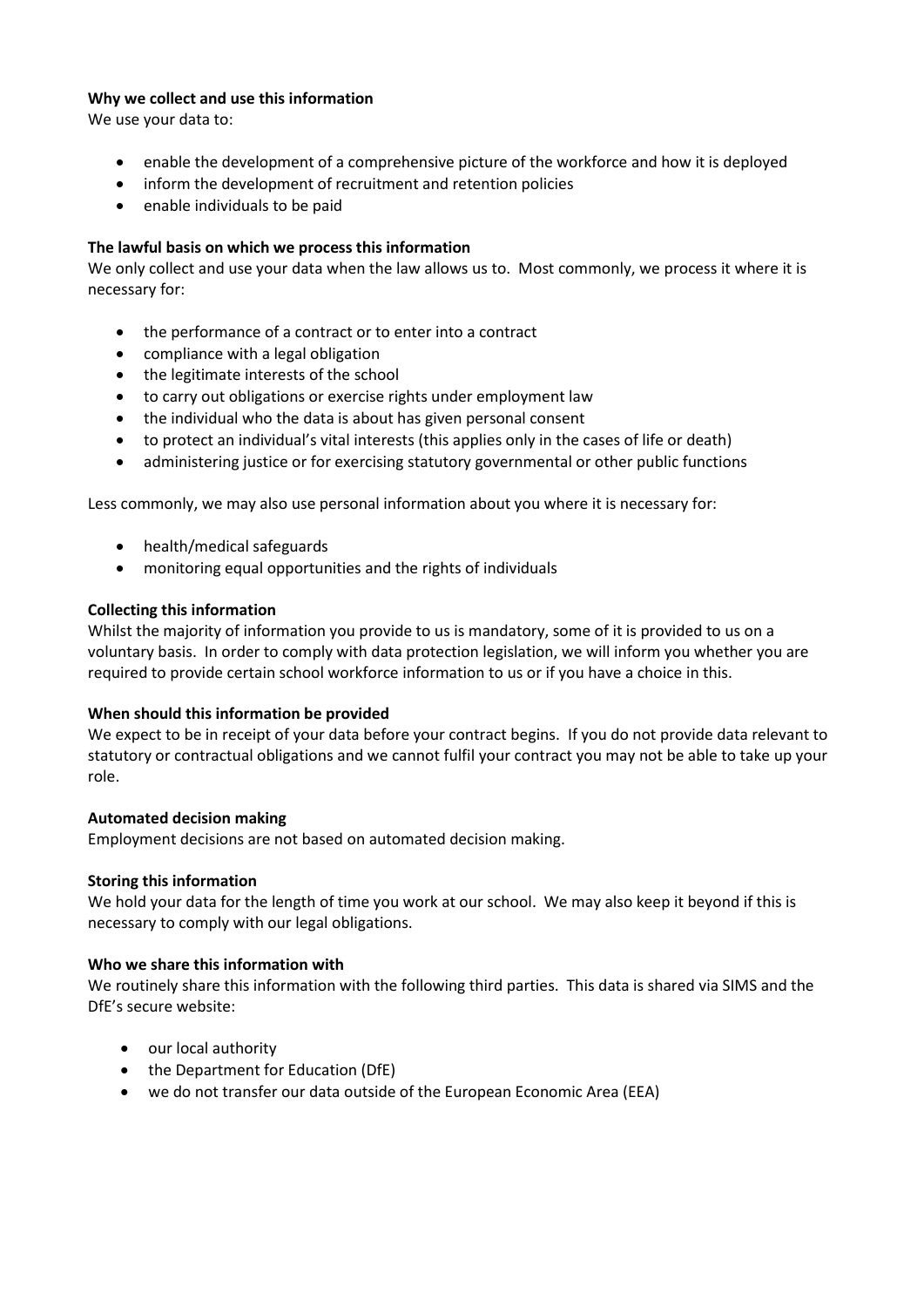**Why we collect and use this information**

We use your data to:

- enable the development of a comprehensive picture of the workforce and how it is deployed
- inform the development of recruitment and retention policies
- enable individuals to be paid

**The lawful basis on which we process this information**

We only collect and use your data when the law allows us to. Most commonly, we process it where it is necessary for:

- the performance of a contract or to enter into a contract
- compliance with a legal obligation
- the legitimate interests of the school
- to carry out obligations or exercise rights under employment law
- the individual who the data is about has given personal consent
- to protect an individual's vital interests (this applies only in the cases of life or death)
- administering justice or for exercising statutory governmental or other public functions

Less commonly, we may also use personal information about you where it is necessary for:

- health/medical safeguards
- monitoring equal opportunities and the rights of individuals

**Collecting this information**

Whilst the majority of information you provide to us is mandatory, some of it is provided to us on a voluntary basis. In order to comply with data protection legislation, we will inform you whether you are required to provide certain school workforce information to us or if you have a choice in this.

**When should this information be provided**

We expect to be in receipt of your data before your contract begins. If you do not provide data relevant to statutory or contractual obligations and we cannot fulfil your contract you may not be able to take up your role.

**Automated decision making**

Employment decisions are not based on automated decision making.

**Storing this information**

We hold your data for the length of time you work at our school. We may also keep it beyond if this is necessary to comply with our legal obligations.

**Who we share this information with**

We routinely share this information with the following third parties. This data is shared via SIMS and the DfE's secure website:

- our local authority
- the Department for Education (DfE)
- we do not transfer our data outside of the European Economic Area (EEA)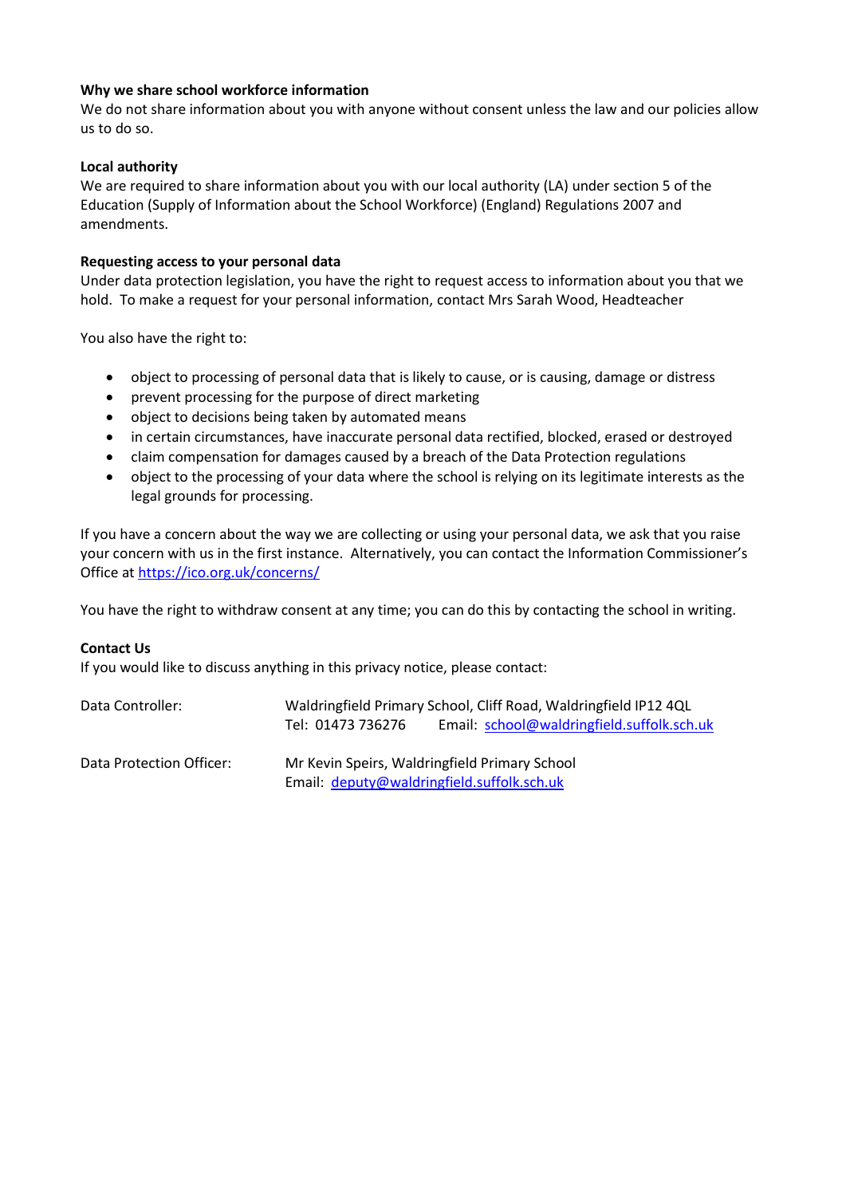**Why we share school workforce information**

We do not share information about you with anyone without consent unless the law and our policies allow us to do so.

**Local authority**

We are required to share information about you with our local authority (LA) under section 5 of the Education (Supply of Information about the School Workforce) (England) Regulations 2007 and amendments.

**Requesting access to your personal data**

Under data protection legislation, you have the right to request access to information about you that we hold. To make a request for your personal information, contact Mrs Sarah Wood, Headteacher

You also have the right to:

- object to processing of personal data that is likely to cause, or is causing, damage or distress
- prevent processing for the purpose of direct marketing
- object to decisions being taken by automated means
- in certain circumstances, have inaccurate personal data rectified, blocked, erased or destroyed
- claim compensation for damages caused by a breach of the Data Protection regulations
- object to the processing of your data where the school is relying on its legitimate interests as the legal grounds for processing.

If you have a concern about the way we are collecting or using your personal data, we ask that you raise your concern with us in the first instance. Alternatively, you can contact the Information Commissioner's Office at https://ico.org.uk/concerns/

You have the right to withdraw consent at any time; you can do this by contacting the school in writing.

**Contact Us**

If you would like to discuss anything in this privacy notice, please contact:

| | |
|---|---|
| Data Controller: | Waldringfield Primary School, Cliff Road, Waldringfield IP12 4QL<br>Tel: 01473 736276 Email: school@waldringfield.suffolk.sch.uk |
| Data Protection Officer: | Mr Kevin Speirs, Waldringfield Primary School<br>Email: deputy@waldringfield.suffolk.sch.uk |